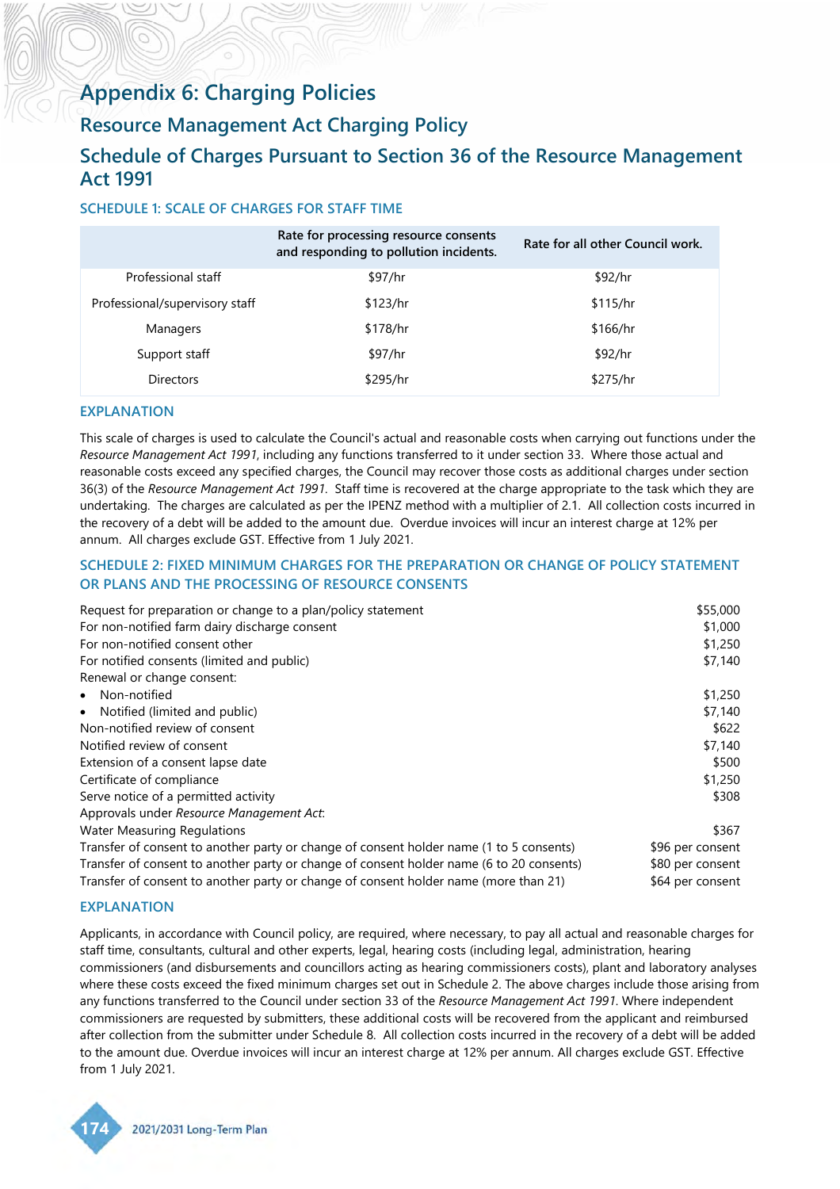# Appendix 6: Charging Policies

## Resource Management Act Charging Policy

## Schedule of Charges Pursuant to Section 36 of the Resource Management Act 1991

### SCHEDULE 1: SCALE OF CHARGES FOR STAFF TIME

| | Rate for processing resource consents and responding to pollution incidents. | Rate for all other Council work. |
|---|---|---|
| Professional staff | $97/hr | $92/hr |
| Professional/supervisory staff | $123/hr | $115/hr |
| Managers | $178/hr | $166/hr |
| Support staff | $97/hr | $92/hr |
| Directors | $295/hr | $275/hr |

### EXPLANATION

This scale of charges is used to calculate the Council's actual and reasonable costs when carrying out functions under the *Resource Management Act 1991*, including any functions transferred to it under section 33. Where those actual and reasonable costs exceed any specified charges, the Council may recover those costs as additional charges under section 36(3) of the *Resource Management Act 1991*. Staff time is recovered at the charge appropriate to the task which they are undertaking. The charges are calculated as per the IPENZ method with a multiplier of 2.1. All collection costs incurred in the recovery of a debt will be added to the amount due. Overdue invoices will incur an interest charge at 12% per annum. All charges exclude GST. Effective from 1 July 2021.

### SCHEDULE 2: FIXED MINIMUM CHARGES FOR THE PREPARATION OR CHANGE OF POLICY STATEMENT OR PLANS AND THE PROCESSING OF RESOURCE CONSENTS

| | |
|---|---|
| Request for preparation or change to a plan/policy statement | $55,000 |
| For non-notified farm dairy discharge consent | $1,000 |
| For non-notified consent other | $1,250 |
| For notified consents (limited and public) | $7,140 |
| Renewal or change consent: | |
| • Non-notified | $1,250 |
| • Notified (limited and public) | $7,140 |
| Non-notified review of consent | $622 |
| Notified review of consent | $7,140 |
| Extension of a consent lapse date | $500 |
| Certificate of compliance | $1,250 |
| Serve notice of a permitted activity | $308 |
| Approvals under *Resource Management Act*: | |
| Water Measuring Regulations | $367 |
| Transfer of consent to another party or change of consent holder name (1 to 5 consents) | $96 per consent |
| Transfer of consent to another party or change of consent holder name (6 to 20 consents) | $80 per consent |
| Transfer of consent to another party or change of consent holder name (more than 21) | $64 per consent |

### EXPLANATION

Applicants, in accordance with Council policy, are required, where necessary, to pay all actual and reasonable charges for staff time, consultants, cultural and other experts, legal, hearing costs (including legal, administration, hearing commissioners (and disbursements and councillors acting as hearing commissioners costs), plant and laboratory analyses where these costs exceed the fixed minimum charges set out in Schedule 2. The above charges include those arising from any functions transferred to the Council under section 33 of the *Resource Management Act 1991*. Where independent commissioners are requested by submitters, these additional costs will be recovered from the applicant and reimbursed after collection from the submitter under Schedule 8. All collection costs incurred in the recovery of a debt will be added to the amount due. Overdue invoices will incur an interest charge at 12% per annum. All charges exclude GST. Effective from 1 July 2021.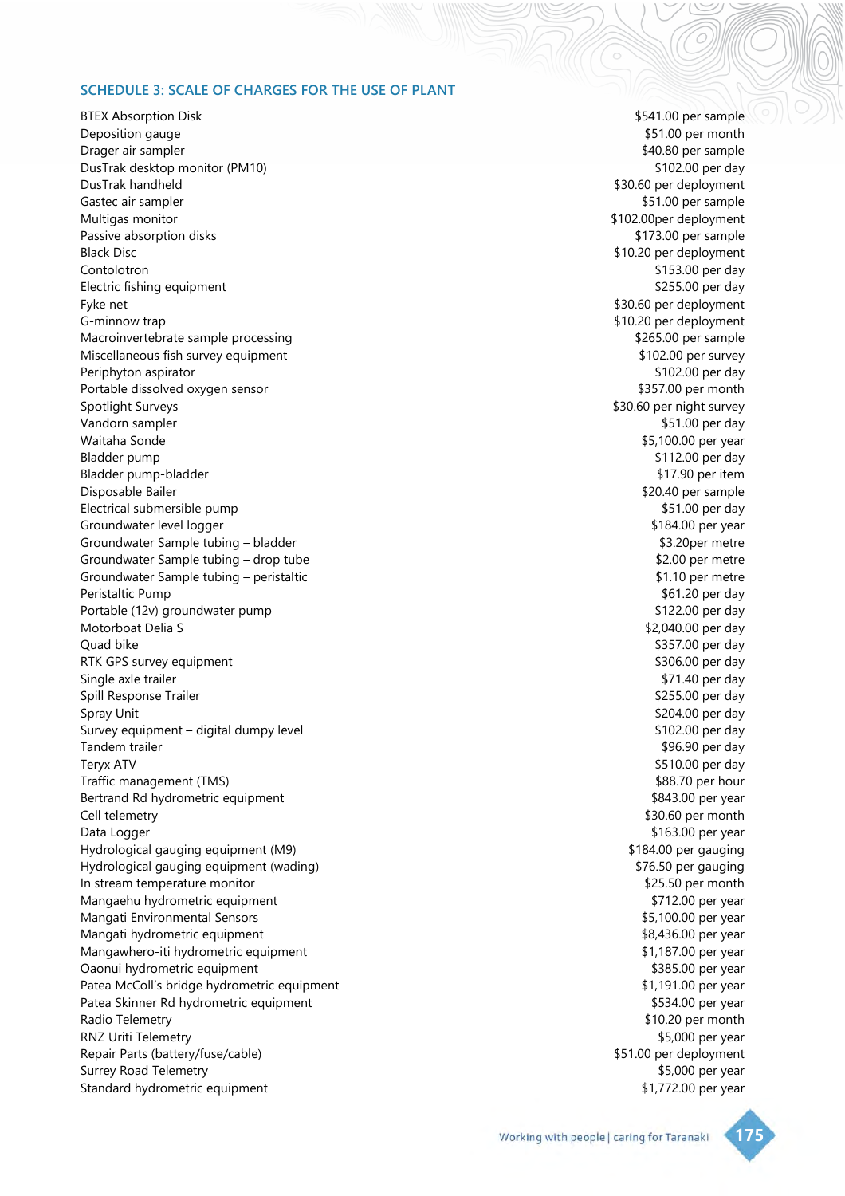## SCHEDULE 3: SCALE OF CHARGES FOR THE USE OF PLANT

| Item | Charge |
|---|---|
| BTEX Absorption Disk | $541.00 per sample |
| Deposition gauge | $51.00 per month |
| Drager air sampler | $40.80 per sample |
| DusTrak desktop monitor (PM10) | $102.00 per day |
| DusTrak handheld | $30.60 per deployment |
| Gastec air sampler | $51.00 per sample |
| Multigas monitor | $102.00per deployment |
| Passive absorption disks | $173.00 per sample |
| Black Disc | $10.20 per deployment |
| Contolotron | $153.00 per day |
| Electric fishing equipment | $255.00 per day |
| Fyke net | $30.60 per deployment |
| G-minnow trap | $10.20 per deployment |
| Macroinvertebrate sample processing | $265.00 per sample |
| Miscellaneous fish survey equipment | $102.00 per survey |
| Periphyton aspirator | $102.00 per day |
| Portable dissolved oxygen sensor | $357.00 per month |
| Spotlight Surveys | $30.60 per night survey |
| Vandorn sampler | $51.00 per day |
| Waitaha Sonde | $5,100.00 per year |
| Bladder pump | $112.00 per day |
| Bladder pump-bladder | $17.90 per item |
| Disposable Bailer | $20.40 per sample |
| Electrical submersible pump | $51.00 per day |
| Groundwater level logger | $184.00 per year |
| Groundwater Sample tubing – bladder | $3.20per metre |
| Groundwater Sample tubing – drop tube | $2.00 per metre |
| Groundwater Sample tubing – peristaltic | $1.10 per metre |
| Peristaltic Pump | $61.20 per day |
| Portable (12v) groundwater pump | $122.00 per day |
| Motorboat Delia S | $2,040.00 per day |
| Quad bike | $357.00 per day |
| RTK GPS survey equipment | $306.00 per day |
| Single axle trailer | $71.40 per day |
| Spill Response Trailer | $255.00 per day |
| Spray Unit | $204.00 per day |
| Survey equipment – digital dumpy level | $102.00 per day |
| Tandem trailer | $96.90 per day |
| Teryx ATV | $510.00 per day |
| Traffic management (TMS) | $88.70 per hour |
| Bertrand Rd hydrometric equipment | $843.00 per year |
| Cell telemetry | $30.60 per month |
| Data Logger | $163.00 per year |
| Hydrological gauging equipment (M9) | $184.00 per gauging |
| Hydrological gauging equipment (wading) | $76.50 per gauging |
| In stream temperature monitor | $25.50 per month |
| Mangaehu hydrometric equipment | $712.00 per year |
| Mangati Environmental Sensors | $5,100.00 per year |
| Mangati hydrometric equipment | $8,436.00 per year |
| Mangawhero-iti hydrometric equipment | $1,187.00 per year |
| Oaonui hydrometric equipment | $385.00 per year |
| Patea McColl's bridge hydrometric equipment | $1,191.00 per year |
| Patea Skinner Rd hydrometric equipment | $534.00 per year |
| Radio Telemetry | $10.20 per month |
| RNZ Uriti Telemetry | $5,000 per year |
| Repair Parts (battery/fuse/cable) | $51.00 per deployment |
| Surrey Road Telemetry | $5,000 per year |
| Standard hydrometric equipment | $1,772.00 per year |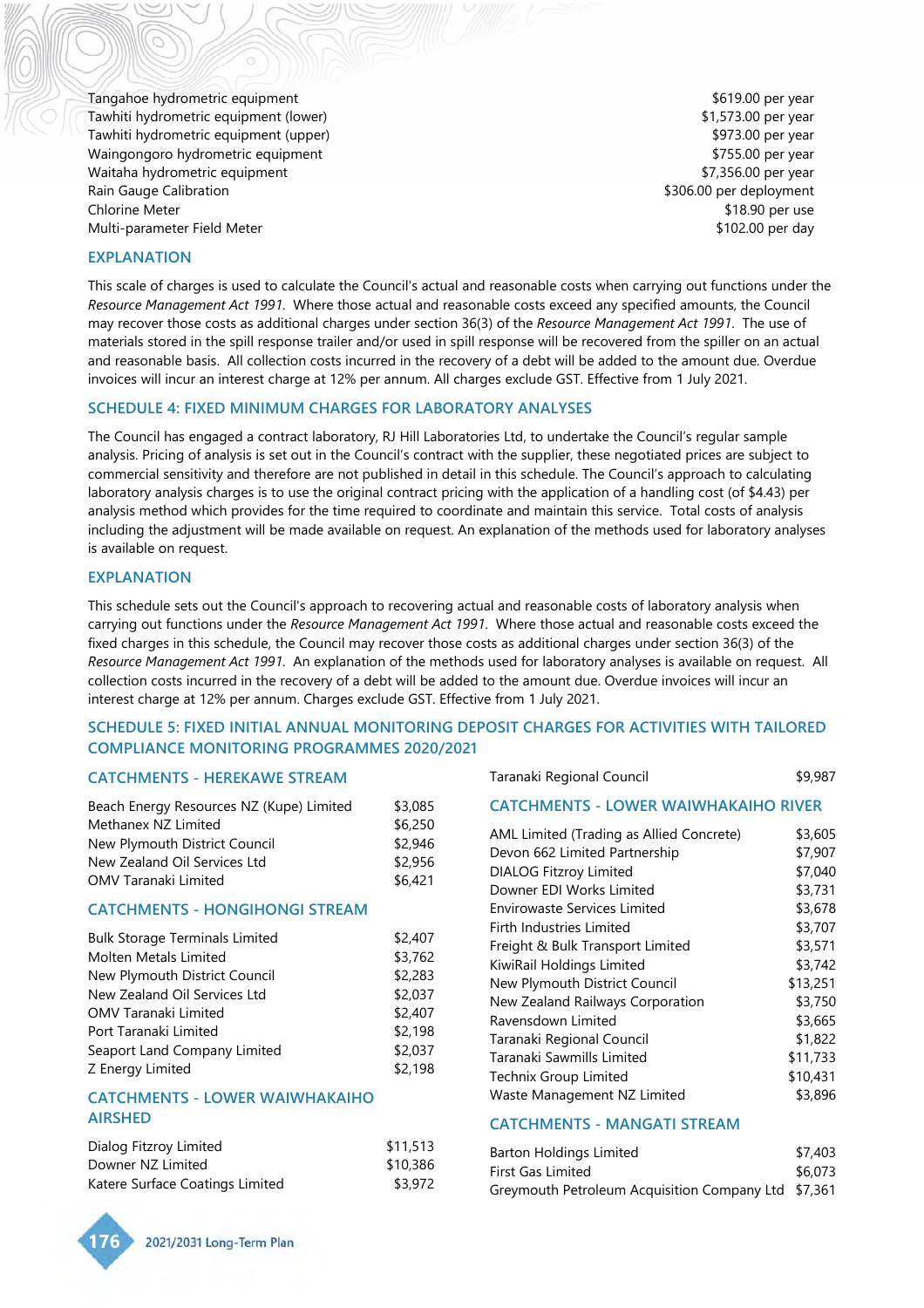| | |
|---|---|
| Tangahoe hydrometric equipment | $619.00 per year |
| Tawhiti hydrometric equipment (lower) | $1,573.00 per year |
| Tawhiti hydrometric equipment (upper) | $973.00 per year |
| Waingongoro hydrometric equipment | $755.00 per year |
| Waitaha hydrometric equipment | $7,356.00 per year |
| Rain Gauge Calibration | $306.00 per deployment |
| Chlorine Meter | $18.90 per use |
| Multi-parameter Field Meter | $102.00 per day |

### EXPLANATION

This scale of charges is used to calculate the Council's actual and reasonable costs when carrying out functions under the *Resource Management Act 1991*. Where those actual and reasonable costs exceed any specified amounts, the Council may recover those costs as additional charges under section 36(3) of the *Resource Management Act 1991*. The use of materials stored in the spill response trailer and/or used in spill response will be recovered from the spiller on an actual and reasonable basis. All collection costs incurred in the recovery of a debt will be added to the amount due. Overdue invoices will incur an interest charge at 12% per annum. All charges exclude GST. Effective from 1 July 2021.

### SCHEDULE 4: FIXED MINIMUM CHARGES FOR LABORATORY ANALYSES

The Council has engaged a contract laboratory, RJ Hill Laboratories Ltd, to undertake the Council's regular sample analysis. Pricing of analysis is set out in the Council's contract with the supplier, these negotiated prices are subject to commercial sensitivity and therefore are not published in detail in this schedule. The Council's approach to calculating laboratory analysis charges is to use the original contract pricing with the application of a handling cost (of $4.43) per analysis method which provides for the time required to coordinate and maintain this service. Total costs of analysis including the adjustment will be made available on request. An explanation of the methods used for laboratory analyses is available on request.

### EXPLANATION

This schedule sets out the Council's approach to recovering actual and reasonable costs of laboratory analysis when carrying out functions under the *Resource Management Act 1991*. Where those actual and reasonable costs exceed the fixed charges in this schedule, the Council may recover those costs as additional charges under section 36(3) of the *Resource Management Act 1991*. An explanation of the methods used for laboratory analyses is available on request. All collection costs incurred in the recovery of a debt will be added to the amount due. Overdue invoices will incur an interest charge at 12% per annum. Charges exclude GST. Effective from 1 July 2021.

### SCHEDULE 5: FIXED INITIAL ANNUAL MONITORING DEPOSIT CHARGES FOR ACTIVITIES WITH TAILORED COMPLIANCE MONITORING PROGRAMMES 2020/2021

#### CATCHMENTS - HEREKAWE STREAM

| | |
|---|---|
| Beach Energy Resources NZ (Kupe) Limited | $3,085 |
| Methanex NZ Limited | $6,250 |
| New Plymouth District Council | $2,946 |
| New Zealand Oil Services Ltd | $2,956 |
| OMV Taranaki Limited | $6,421 |

#### CATCHMENTS - HONGIHONGI STREAM

| | |
|---|---|
| Bulk Storage Terminals Limited | $2,407 |
| Molten Metals Limited | $3,762 |
| New Plymouth District Council | $2,283 |
| New Zealand Oil Services Ltd | $2,037 |
| OMV Taranaki Limited | $2,407 |
| Port Taranaki Limited | $2,198 |
| Seaport Land Company Limited | $2,037 |
| Z Energy Limited | $2,198 |

#### CATCHMENTS - LOWER WAIWHAKAIHO AIRSHED

| | |
|---|---|
| Dialog Fitzroy Limited | $11,513 |
| Downer NZ Limited | $10,386 |
| Katere Surface Coatings Limited | $3,972 |
| Taranaki Regional Council | $9,987 |

#### CATCHMENTS - LOWER WAIWHAKAIHO RIVER

| | |
|---|---|
| AML Limited (Trading as Allied Concrete) | $3,605 |
| Devon 662 Limited Partnership | $7,907 |
| DIALOG Fitzroy Limited | $7,040 |
| Downer EDI Works Limited | $3,731 |
| Envirowaste Services Limited | $3,678 |
| Firth Industries Limited | $3,707 |
| Freight & Bulk Transport Limited | $3,571 |
| KiwiRail Holdings Limited | $3,742 |
| New Plymouth District Council | $13,251 |
| New Zealand Railways Corporation | $3,750 |
| Ravensdown Limited | $3,665 |
| Taranaki Regional Council | $1,822 |
| Taranaki Sawmills Limited | $11,733 |
| Technix Group Limited | $10,431 |
| Waste Management NZ Limited | $3,896 |

#### CATCHMENTS - MANGATI STREAM

| | |
|---|---|
| Barton Holdings Limited | $7,403 |
| First Gas Limited | $6,073 |
| Greymouth Petroleum Acquisition Company Ltd | $7,361 |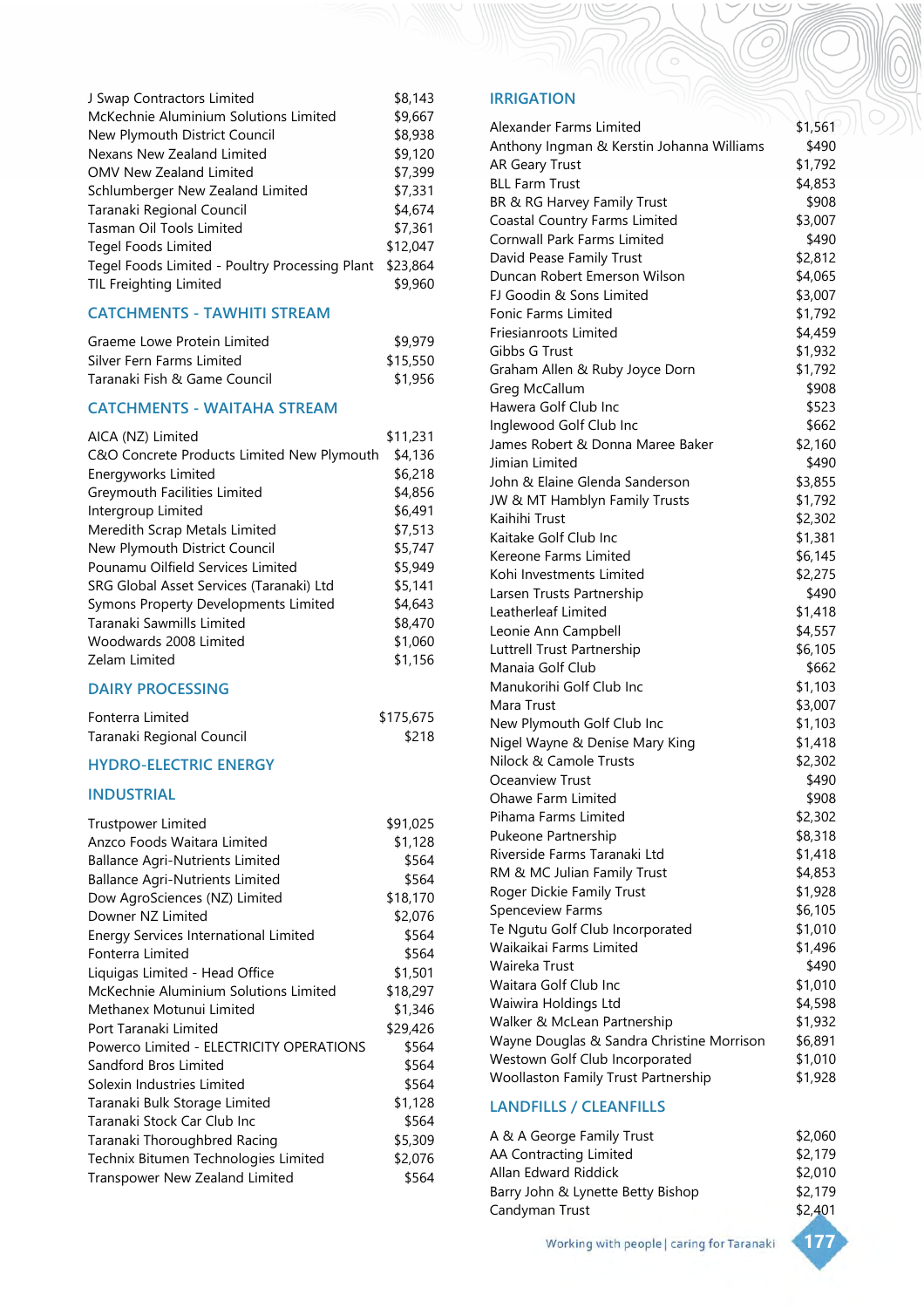| | |
|---|---|
| J Swap Contractors Limited | $8,143 |
| McKechnie Aluminium Solutions Limited | $9,667 |
| New Plymouth District Council | $8,938 |
| Nexans New Zealand Limited | $9,120 |
| OMV New Zealand Limited | $7,399 |
| Schlumberger New Zealand Limited | $7,331 |
| Taranaki Regional Council | $4,674 |
| Tasman Oil Tools Limited | $7,361 |
| Tegel Foods Limited | $12,047 |
| Tegel Foods Limited - Poultry Processing Plant | $23,864 |
| TIL Freighting Limited | $9,960 |

## CATCHMENTS - TAWHITI STREAM

| | |
|---|---|
| Graeme Lowe Protein Limited | $9,979 |
| Silver Fern Farms Limited | $15,550 |
| Taranaki Fish & Game Council | $1,956 |

## CATCHMENTS - WAITAHA STREAM

| | |
|---|---|
| AICA (NZ) Limited | $11,231 |
| C&O Concrete Products Limited New Plymouth | $4,136 |
| Energyworks Limited | $6,218 |
| Greymouth Facilities Limited | $4,856 |
| Intergroup Limited | $6,491 |
| Meredith Scrap Metals Limited | $7,513 |
| New Plymouth District Council | $5,747 |
| Pounamu Oilfield Services Limited | $5,949 |
| SRG Global Asset Services (Taranaki) Ltd | $5,141 |
| Symons Property Developments Limited | $4,643 |
| Taranaki Sawmills Limited | $8,470 |
| Woodwards 2008 Limited | $1,060 |
| Zelam Limited | $1,156 |

## DAIRY PROCESSING

| | |
|---|---|
| Fonterra Limited | $175,675 |
| Taranaki Regional Council | $218 |

## HYDRO-ELECTRIC ENERGY

## INDUSTRIAL

| | |
|---|---|
| Trustpower Limited | $91,025 |
| Anzco Foods Waitara Limited | $1,128 |
| Ballance Agri-Nutrients Limited | $564 |
| Ballance Agri-Nutrients Limited | $564 |
| Dow AgroSciences (NZ) Limited | $18,170 |
| Downer NZ Limited | $2,076 |
| Energy Services International Limited | $564 |
| Fonterra Limited | $564 |
| Liquigas Limited - Head Office | $1,501 |
| McKechnie Aluminium Solutions Limited | $18,297 |
| Methanex Motunui Limited | $1,346 |
| Port Taranaki Limited | $29,426 |
| Powerco Limited - ELECTRICITY OPERATIONS | $564 |
| Sandford Bros Limited | $564 |
| Solexin Industries Limited | $564 |
| Taranaki Bulk Storage Limited | $1,128 |
| Taranaki Stock Car Club Inc | $564 |
| Taranaki Thoroughbred Racing | $5,309 |
| Technix Bitumen Technologies Limited | $2,076 |
| Transpower New Zealand Limited | $564 |

## IRRIGATION

| | |
|---|---|
| Alexander Farms Limited | $1,561 |
| Anthony Ingman & Kerstin Johanna Williams | $490 |
| AR Geary Trust | $1,792 |
| BLL Farm Trust | $4,853 |
| BR & RG Harvey Family Trust | $908 |
| Coastal Country Farms Limited | $3,007 |
| Cornwall Park Farms Limited | $490 |
| David Pease Family Trust | $2,812 |
| Duncan Robert Emerson Wilson | $4,065 |
| FJ Goodin & Sons Limited | $3,007 |
| Fonic Farms Limited | $1,792 |
| Friesianroots Limited | $4,459 |
| Gibbs G Trust | $1,932 |
| Graham Allen & Ruby Joyce Dorn | $1,792 |
| Greg McCallum | $908 |
| Hawera Golf Club Inc | $523 |
| Inglewood Golf Club Inc | $662 |
| James Robert & Donna Maree Baker | $2,160 |
| Jimian Limited | $490 |
| John & Elaine Glenda Sanderson | $3,855 |
| JW & MT Hamblyn Family Trusts | $1,792 |
| Kaihihi Trust | $2,302 |
| Kaitake Golf Club Inc | $1,381 |
| Kereone Farms Limited | $6,145 |
| Kohi Investments Limited | $2,275 |
| Larsen Trusts Partnership | $490 |
| Leatherleaf Limited | $1,418 |
| Leonie Ann Campbell | $4,557 |
| Luttrell Trust Partnership | $6,105 |
| Manaia Golf Club | $662 |
| Manukorihi Golf Club Inc | $1,103 |
| Mara Trust | $3,007 |
| New Plymouth Golf Club Inc | $1,103 |
| Nigel Wayne & Denise Mary King | $1,418 |
| Nilock & Camole Trusts | $2,302 |
| Oceanview Trust | $490 |
| Ohawe Farm Limited | $908 |
| Pihama Farms Limited | $2,302 |
| Pukeone Partnership | $8,318 |
| Riverside Farms Taranaki Ltd | $1,418 |
| RM & MC Julian Family Trust | $4,853 |
| Roger Dickie Family Trust | $1,928 |
| Spenceview Farms | $6,105 |
| Te Ngutu Golf Club Incorporated | $1,010 |
| Waikaikai Farms Limited | $1,496 |
| Waireka Trust | $490 |
| Waitara Golf Club Inc | $1,010 |
| Waiwira Holdings Ltd | $4,598 |
| Walker & McLean Partnership | $1,932 |
| Wayne Douglas & Sandra Christine Morrison | $6,891 |
| Westown Golf Club Incorporated | $1,010 |
| Woollaston Family Trust Partnership | $1,928 |

## LANDFILLS / CLEANFILLS

| | |
|---|---|
| A & A George Family Trust | $2,060 |
| AA Contracting Limited | $2,179 |
| Allan Edward Riddick | $2,010 |
| Barry John & Lynette Betty Bishop | $2,179 |
| Candyman Trust | $2,401 |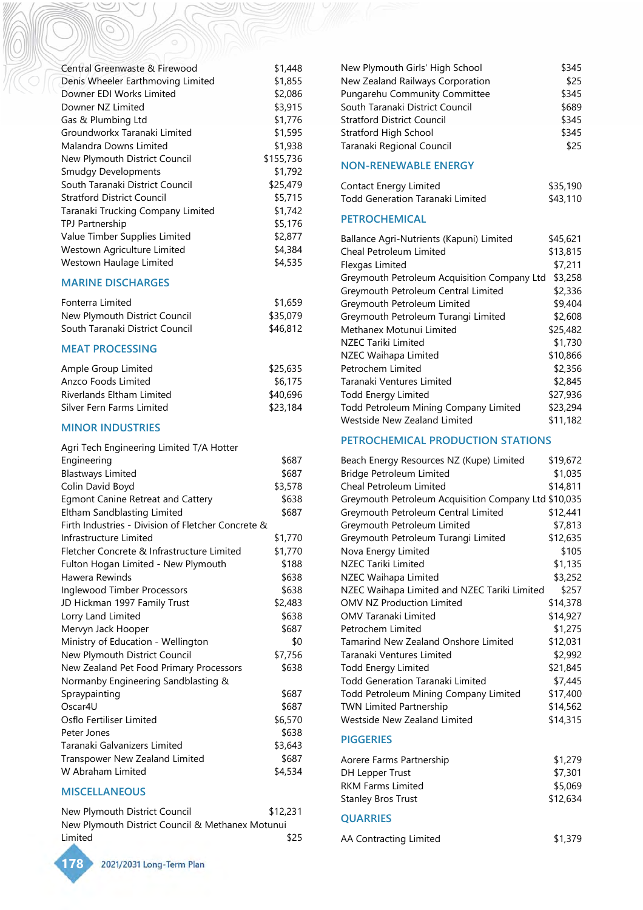| | |
|---|---|
| Central Greenwaste & Firewood | $1,448 |
| Denis Wheeler Earthmoving Limited | $1,855 |
| Downer EDI Works Limited | $2,086 |
| Downer NZ Limited | $3,915 |
| Gas & Plumbing Ltd | $1,776 |
| Groundworkx Taranaki Limited | $1,595 |
| Malandra Downs Limited | $1,938 |
| New Plymouth District Council | $155,736 |
| Smudgy Developments | $1,792 |
| South Taranaki District Council | $25,479 |
| Stratford District Council | $5,715 |
| Taranaki Trucking Company Limited | $1,742 |
| TPJ Partnership | $5,176 |
| Value Timber Supplies Limited | $2,877 |
| Westown Agriculture Limited | $4,384 |
| Westown Haulage Limited | $4,535 |

## MARINE DISCHARGES

| | |
|---|---|
| Fonterra Limited | $1,659 |
| New Plymouth District Council | $35,079 |
| South Taranaki District Council | $46,812 |

## MEAT PROCESSING

| | |
|---|---|
| Ample Group Limited | $25,635 |
| Anzco Foods Limited | $6,175 |
| Riverlands Eltham Limited | $40,696 |
| Silver Fern Farms Limited | $23,184 |

## MINOR INDUSTRIES

| | |
|---|---|
| Agri Tech Engineering Limited T/A Hotter Engineering | $687 |
| Blastways Limited | $687 |
| Colin David Boyd | $3,578 |
| Egmont Canine Retreat and Cattery | $638 |
| Eltham Sandblasting Limited | $687 |
| Firth Industries - Division of Fletcher Concrete & Infrastructure Limited | $1,770 |
| Fletcher Concrete & Infrastructure Limited | $1,770 |
| Fulton Hogan Limited - New Plymouth | $188 |
| Hawera Rewinds | $638 |
| Inglewood Timber Processors | $638 |
| JD Hickman 1997 Family Trust | $2,483 |
| Lorry Land Limited | $638 |
| Mervyn Jack Hooper | $687 |
| Ministry of Education - Wellington | $0 |
| New Plymouth District Council | $7,756 |
| New Zealand Pet Food Primary Processors | $638 |
| Normanby Engineering Sandblasting & Spraypainting | $687 |
| Oscar4U | $687 |
| Osflo Fertiliser Limited | $6,570 |
| Peter Jones | $638 |
| Taranaki Galvanizers Limited | $3,643 |
| Transpower New Zealand Limited | $687 |
| W Abraham Limited | $4,534 |

## MISCELLANEOUS

| | |
|---|---|
| New Plymouth District Council | $12,231 |
| New Plymouth District Council & Methanex Motunui Limited | $25 |
| New Plymouth Girls' High School | $345 |
| New Zealand Railways Corporation | $25 |
| Pungarehu Community Committee | $345 |
| South Taranaki District Council | $689 |
| Stratford District Council | $345 |
| Stratford High School | $345 |
| Taranaki Regional Council | $25 |

## NON-RENEWABLE ENERGY

| | |
|---|---|
| Contact Energy Limited | $35,190 |
| Todd Generation Taranaki Limited | $43,110 |

## PETROCHEMICAL

| | |
|---|---|
| Ballance Agri-Nutrients (Kapuni) Limited | $45,621 |
| Cheal Petroleum Limited | $13,815 |
| Flexgas Limited | $7,211 |
| Greymouth Petroleum Acquisition Company Ltd | $3,258 |
| Greymouth Petroleum Central Limited | $2,336 |
| Greymouth Petroleum Limited | $9,404 |
| Greymouth Petroleum Turangi Limited | $2,608 |
| Methanex Motunui Limited | $25,482 |
| NZEC Tariki Limited | $1,730 |
| NZEC Waihapa Limited | $10,866 |
| Petrochem Limited | $2,356 |
| Taranaki Ventures Limited | $2,845 |
| Todd Energy Limited | $27,936 |
| Todd Petroleum Mining Company Limited | $23,294 |
| Westside New Zealand Limited | $11,182 |

## PETROCHEMICAL PRODUCTION STATIONS

| | |
|---|---|
| Beach Energy Resources NZ (Kupe) Limited | $19,672 |
| Bridge Petroleum Limited | $1,035 |
| Cheal Petroleum Limited | $14,811 |
| Greymouth Petroleum Acquisition Company Ltd | $10,035 |
| Greymouth Petroleum Central Limited | $12,441 |
| Greymouth Petroleum Limited | $7,813 |
| Greymouth Petroleum Turangi Limited | $12,635 |
| Nova Energy Limited | $105 |
| NZEC Tariki Limited | $1,135 |
| NZEC Waihapa Limited | $3,252 |
| NZEC Waihapa Limited and NZEC Tariki Limited | $257 |
| OMV NZ Production Limited | $14,378 |
| OMV Taranaki Limited | $14,927 |
| Petrochem Limited | $1,275 |
| Tamarind New Zealand Onshore Limited | $12,031 |
| Taranaki Ventures Limited | $2,992 |
| Todd Energy Limited | $21,845 |
| Todd Generation Taranaki Limited | $7,445 |
| Todd Petroleum Mining Company Limited | $17,400 |
| TWN Limited Partnership | $14,562 |
| Westside New Zealand Limited | $14,315 |

## PIGGERIES

| | |
|---|---|
| Aorere Farms Partnership | $1,279 |
| DH Lepper Trust | $7,301 |
| RKM Farms Limited | $5,069 |
| Stanley Bros Trust | $12,634 |

## QUARRIES

| | |
|---|---|
| AA Contracting Limited | $1,379 |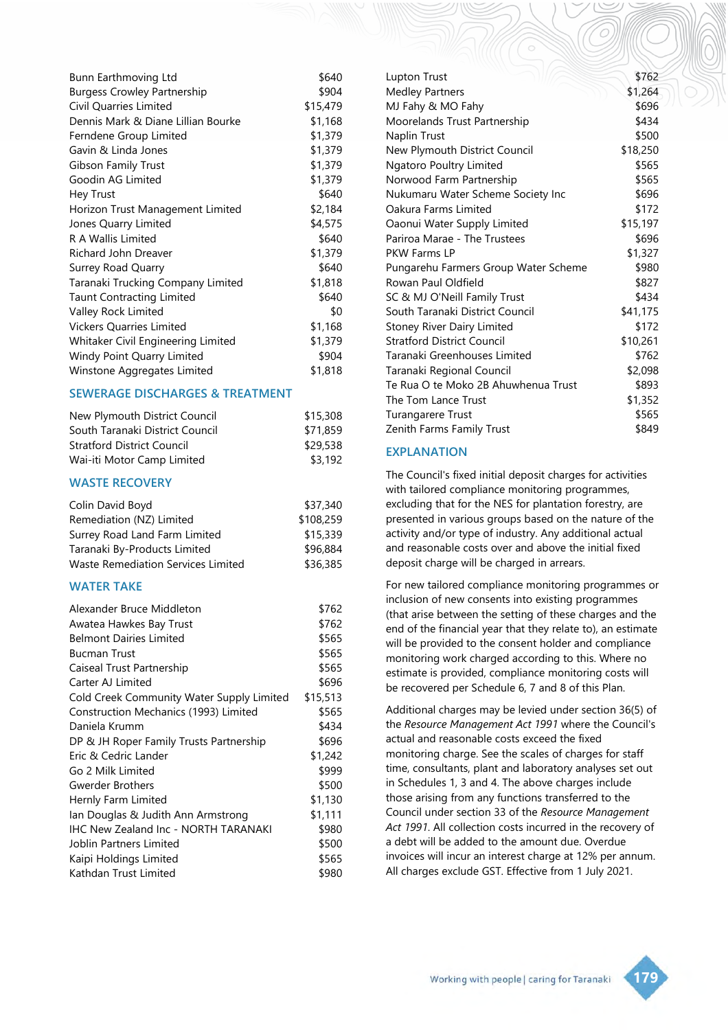| | |
|---|---|
| Bunn Earthmoving Ltd | $640 |
| Burgess Crowley Partnership | $904 |
| Civil Quarries Limited | $15,479 |
| Dennis Mark & Diane Lillian Bourke | $1,168 |
| Ferndene Group Limited | $1,379 |
| Gavin & Linda Jones | $1,379 |
| Gibson Family Trust | $1,379 |
| Goodin AG Limited | $1,379 |
| Hey Trust | $640 |
| Horizon Trust Management Limited | $2,184 |
| Jones Quarry Limited | $4,575 |
| R A Wallis Limited | $640 |
| Richard John Dreaver | $1,379 |
| Surrey Road Quarry | $640 |
| Taranaki Trucking Company Limited | $1,818 |
| Taunt Contracting Limited | $640 |
| Valley Rock Limited | $0 |
| Vickers Quarries Limited | $1,168 |
| Whitaker Civil Engineering Limited | $1,379 |
| Windy Point Quarry Limited | $904 |
| Winstone Aggregates Limited | $1,818 |

## SEWERAGE DISCHARGES & TREATMENT

| | |
|---|---|
| New Plymouth District Council | $15,308 |
| South Taranaki District Council | $71,859 |
| Stratford District Council | $29,538 |
| Wai-iti Motor Camp Limited | $3,192 |

## WASTE RECOVERY

| | |
|---|---|
| Colin David Boyd | $37,340 |
| Remediation (NZ) Limited | $108,259 |
| Surrey Road Land Farm Limited | $15,339 |
| Taranaki By-Products Limited | $96,884 |
| Waste Remediation Services Limited | $36,385 |

## WATER TAKE

| | |
|---|---|
| Alexander Bruce Middleton | $762 |
| Awatea Hawkes Bay Trust | $762 |
| Belmont Dairies Limited | $565 |
| Bucman Trust | $565 |
| Caiseal Trust Partnership | $565 |
| Carter AJ Limited | $696 |
| Cold Creek Community Water Supply Limited | $15,513 |
| Construction Mechanics (1993) Limited | $565 |
| Daniela Krumm | $434 |
| DP & JH Roper Family Trusts Partnership | $696 |
| Eric & Cedric Lander | $1,242 |
| Go 2 Milk Limited | $999 |
| Gwerder Brothers | $500 |
| Hernly Farm Limited | $1,130 |
| Ian Douglas & Judith Ann Armstrong | $1,111 |
| IHC New Zealand Inc - NORTH TARANAKI | $980 |
| Joblin Partners Limited | $500 |
| Kaipi Holdings Limited | $565 |
| Kathdan Trust Limited | $980 |
| Lupton Trust | $762 |
| Medley Partners | $1,264 |
| MJ Fahy & MO Fahy | $696 |
| Moorelands Trust Partnership | $434 |
| Naplin Trust | $500 |
| New Plymouth District Council | $18,250 |
| Ngatoro Poultry Limited | $565 |
| Norwood Farm Partnership | $565 |
| Nukumaru Water Scheme Society Inc | $696 |
| Oakura Farms Limited | $172 |
| Oaonui Water Supply Limited | $15,197 |
| Pariroa Marae - The Trustees | $696 |
| PKW Farms LP | $1,327 |
| Pungarehu Farmers Group Water Scheme | $980 |
| Rowan Paul Oldfield | $827 |
| SC & MJ O'Neill Family Trust | $434 |
| South Taranaki District Council | $41,175 |
| Stoney River Dairy Limited | $172 |
| Stratford District Council | $10,261 |
| Taranaki Greenhouses Limited | $762 |
| Taranaki Regional Council | $2,098 |
| Te Rua O te Moko 2B Ahuwhenua Trust | $893 |
| The Tom Lance Trust | $1,352 |
| Turangarere Trust | $565 |
| Zenith Farms Family Trust | $849 |

## EXPLANATION

The Council's fixed initial deposit charges for activities with tailored compliance monitoring programmes, excluding that for the NES for plantation forestry, are presented in various groups based on the nature of the activity and/or type of industry. Any additional actual and reasonable costs over and above the initial fixed deposit charge will be charged in arrears.

For new tailored compliance monitoring programmes or inclusion of new consents into existing programmes (that arise between the setting of these charges and the end of the financial year that they relate to), an estimate will be provided to the consent holder and compliance monitoring work charged according to this. Where no estimate is provided, compliance monitoring costs will be recovered per Schedule 6, 7 and 8 of this Plan.

Additional charges may be levied under section 36(5) of the *Resource Management Act 1991* where the Council's actual and reasonable costs exceed the fixed monitoring charge. See the scales of charges for staff time, consultants, plant and laboratory analyses set out in Schedules 1, 3 and 4. The above charges include those arising from any functions transferred to the Council under section 33 of the *Resource Management Act 1991*. All collection costs incurred in the recovery of a debt will be added to the amount due. Overdue invoices will incur an interest charge at 12% per annum. All charges exclude GST. Effective from 1 July 2021.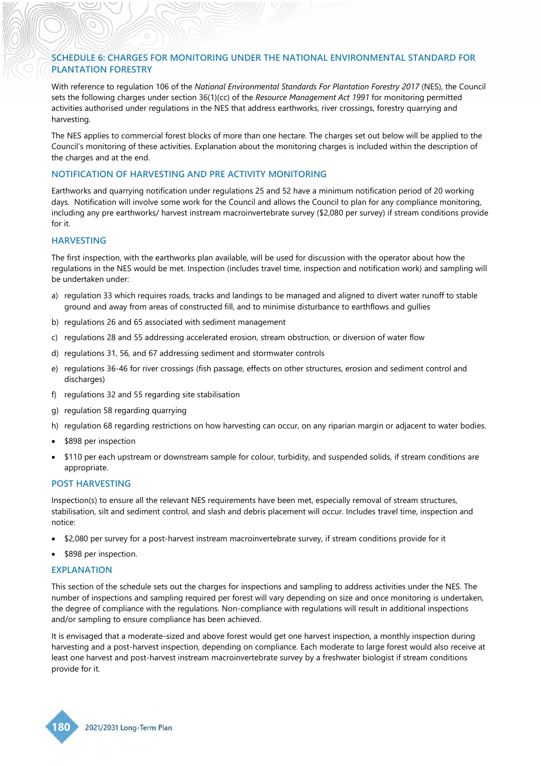## SCHEDULE 6: CHARGES FOR MONITORING UNDER THE NATIONAL ENVIRONMENTAL STANDARD FOR PLANTATION FORESTRY

With reference to regulation 106 of the *National Environmental Standards For Plantation Forestry 2017* (NES), the Council sets the following charges under section 36(1)(cc) of the *Resource Management Act 1991* for monitoring permitted activities authorised under regulations in the NES that address earthworks, river crossings, forestry quarrying and harvesting.

The NES applies to commercial forest blocks of more than one hectare. The charges set out below will be applied to the Council's monitoring of these activities. Explanation about the monitoring charges is included within the description of the charges and at the end.

### NOTIFICATION OF HARVESTING AND PRE ACTIVITY MONITORING

Earthworks and quarrying notification under regulations 25 and 52 have a minimum notification period of 20 working days. Notification will involve some work for the Council and allows the Council to plan for any compliance monitoring, including any pre earthworks/ harvest instream macroinvertebrate survey ($2,080 per survey) if stream conditions provide for it.

### HARVESTING

The first inspection, with the earthworks plan available, will be used for discussion with the operator about how the regulations in the NES would be met. Inspection (includes travel time, inspection and notification work) and sampling will be undertaken under:

a) regulation 33 which requires roads, tracks and landings to be managed and aligned to divert water runoff to stable ground and away from areas of constructed fill, and to minimise disturbance to earthflows and gullies
b) regulations 26 and 65 associated with sediment management
c) regulations 28 and 55 addressing accelerated erosion, stream obstruction, or diversion of water flow
d) regulations 31, 56, and 67 addressing sediment and stormwater controls
e) regulations 36-46 for river crossings (fish passage, effects on other structures, erosion and sediment control and discharges)
f) regulations 32 and 55 regarding site stabilisation
g) regulation 58 regarding quarrying
h) regulation 68 regarding restrictions on how harvesting can occur, on any riparian margin or adjacent to water bodies.

- $898 per inspection
- $110 per each upstream or downstream sample for colour, turbidity, and suspended solids, if stream conditions are appropriate.

### POST HARVESTING

Inspection(s) to ensure all the relevant NES requirements have been met, especially removal of stream structures, stabilisation, silt and sediment control, and slash and debris placement will occur. Includes travel time, inspection and notice:

- $2,080 per survey for a post-harvest instream macroinvertebrate survey, if stream conditions provide for it
- $898 per inspection.

### EXPLANATION

This section of the schedule sets out the charges for inspections and sampling to address activities under the NES. The number of inspections and sampling required per forest will vary depending on size and once monitoring is undertaken, the degree of compliance with the regulations. Non-compliance with regulations will result in additional inspections and/or sampling to ensure compliance has been achieved.

It is envisaged that a moderate-sized and above forest would get one harvest inspection, a monthly inspection during harvesting and a post-harvest inspection, depending on compliance. Each moderate to large forest would also receive at least one harvest and post-harvest instream macroinvertebrate survey by a freshwater biologist if stream conditions provide for it.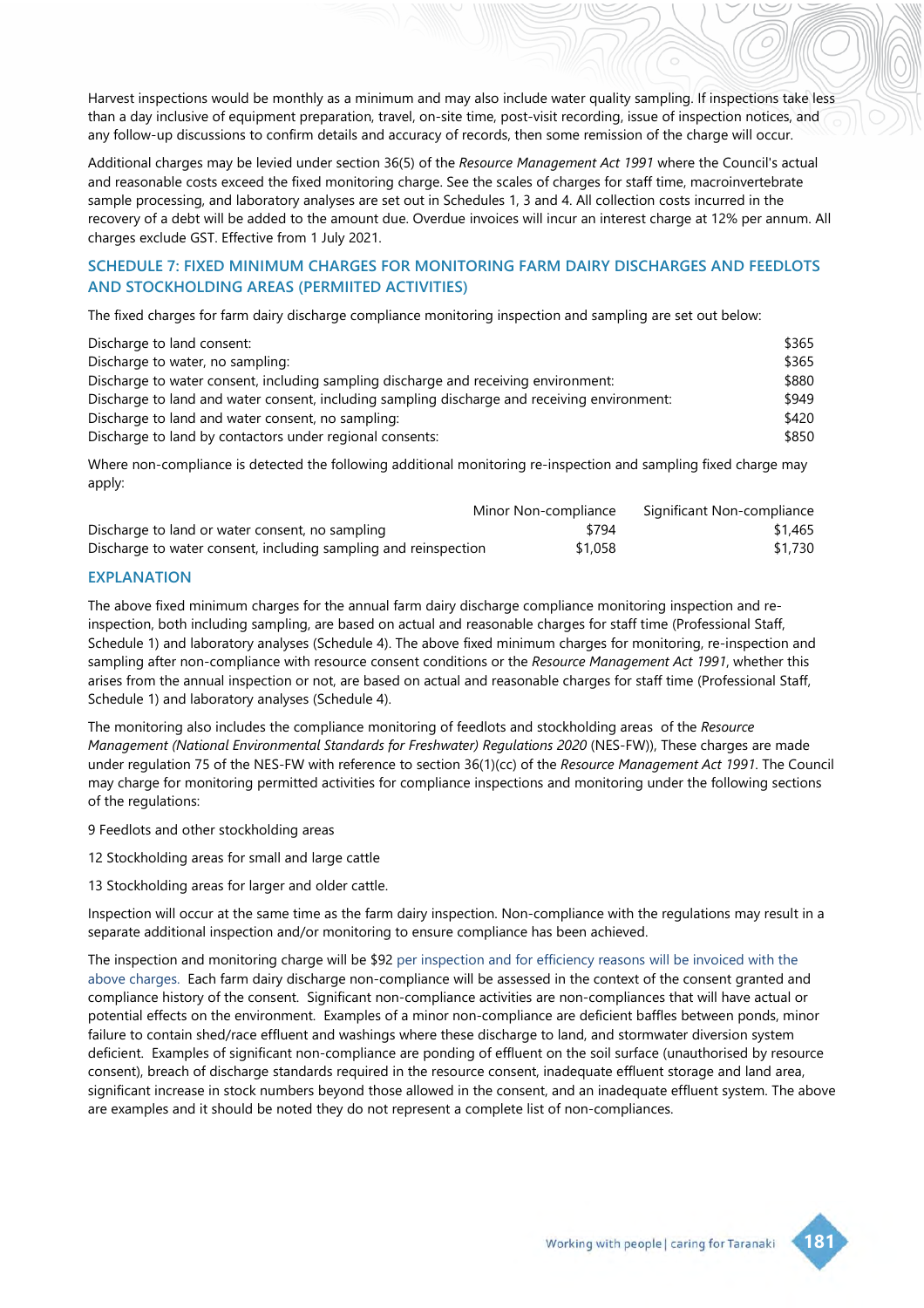Harvest inspections would be monthly as a minimum and may also include water quality sampling. If inspections take less than a day inclusive of equipment preparation, travel, on-site time, post-visit recording, issue of inspection notices, and any follow-up discussions to confirm details and accuracy of records, then some remission of the charge will occur.

Additional charges may be levied under section 36(5) of the *Resource Management Act 1991* where the Council's actual and reasonable costs exceed the fixed monitoring charge. See the scales of charges for staff time, macroinvertebrate sample processing, and laboratory analyses are set out in Schedules 1, 3 and 4. All collection costs incurred in the recovery of a debt will be added to the amount due. Overdue invoices will incur an interest charge at 12% per annum. All charges exclude GST. Effective from 1 July 2021.

## SCHEDULE 7: FIXED MINIMUM CHARGES FOR MONITORING FARM DAIRY DISCHARGES AND FEEDLOTS AND STOCKHOLDING AREAS (PERMIITED ACTIVITIES)

The fixed charges for farm dairy discharge compliance monitoring inspection and sampling are set out below:

| | |
|---|---|
| Discharge to land consent: | $365 |
| Discharge to water, no sampling: | $365 |
| Discharge to water consent, including sampling discharge and receiving environment: | $880 |
| Discharge to land and water consent, including sampling discharge and receiving environment: | $949 |
| Discharge to land and water consent, no sampling: | $420 |
| Discharge to land by contactors under regional consents: | $850 |

Where non-compliance is detected the following additional monitoring re-inspection and sampling fixed charge may apply:

| | Minor Non-compliance | Significant Non-compliance |
|---|---|---|
| Discharge to land or water consent, no sampling | $794 | $1,465 |
| Discharge to water consent, including sampling and reinspection | $1,058 | $1,730 |

## EXPLANATION

The above fixed minimum charges for the annual farm dairy discharge compliance monitoring inspection and re-inspection, both including sampling, are based on actual and reasonable charges for staff time (Professional Staff, Schedule 1) and laboratory analyses (Schedule 4). The above fixed minimum charges for monitoring, re-inspection and sampling after non-compliance with resource consent conditions or the *Resource Management Act 1991*, whether this arises from the annual inspection or not, are based on actual and reasonable charges for staff time (Professional Staff, Schedule 1) and laboratory analyses (Schedule 4).

The monitoring also includes the compliance monitoring of feedlots and stockholding areas of the *Resource Management (National Environmental Standards for Freshwater) Regulations 2020* (NES-FW)), These charges are made under regulation 75 of the NES-FW with reference to section 36(1)(cc) of the *Resource Management Act 1991*. The Council may charge for monitoring permitted activities for compliance inspections and monitoring under the following sections of the regulations:

9 Feedlots and other stockholding areas

12 Stockholding areas for small and large cattle

13 Stockholding areas for larger and older cattle.

Inspection will occur at the same time as the farm dairy inspection. Non-compliance with the regulations may result in a separate additional inspection and/or monitoring to ensure compliance has been achieved.

The inspection and monitoring charge will be $92 per inspection and for efficiency reasons will be invoiced with the above charges. Each farm dairy discharge non-compliance will be assessed in the context of the consent granted and compliance history of the consent. Significant non-compliance activities are non-compliances that will have actual or potential effects on the environment. Examples of a minor non-compliance are deficient baffles between ponds, minor failure to contain shed/race effluent and washings where these discharge to land, and stormwater diversion system deficient. Examples of significant non-compliance are ponding of effluent on the soil surface (unauthorised by resource consent), breach of discharge standards required in the resource consent, inadequate effluent storage and land area, significant increase in stock numbers beyond those allowed in the consent, and an inadequate effluent system. The above are examples and it should be noted they do not represent a complete list of non-compliances.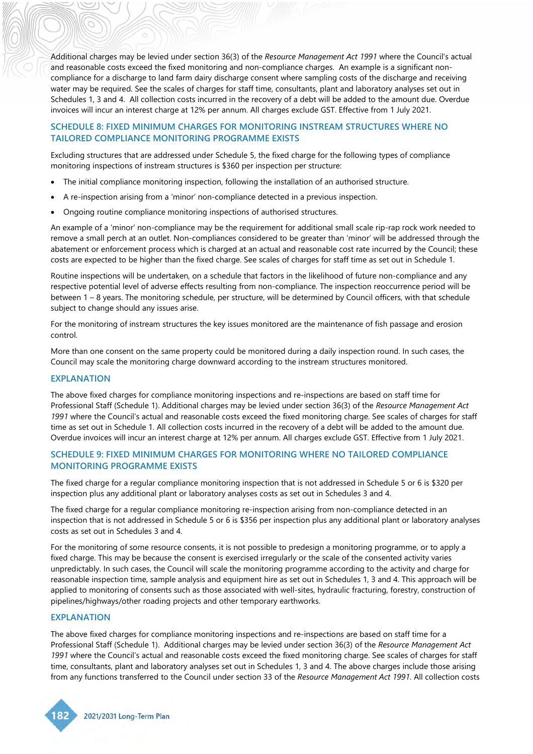Additional charges may be levied under section 36(3) of the *Resource Management Act 1991* where the Council's actual and reasonable costs exceed the fixed monitoring and non-compliance charges. An example is a significant non-compliance for a discharge to land farm dairy discharge consent where sampling costs of the discharge and receiving water may be required. See the scales of charges for staff time, consultants, plant and laboratory analyses set out in Schedules 1, 3 and 4. All collection costs incurred in the recovery of a debt will be added to the amount due. Overdue invoices will incur an interest charge at 12% per annum. All charges exclude GST. Effective from 1 July 2021.

## SCHEDULE 8: FIXED MINIMUM CHARGES FOR MONITORING INSTREAM STRUCTURES WHERE NO TAILORED COMPLIANCE MONITORING PROGRAMME EXISTS

Excluding structures that are addressed under Schedule 5, the fixed charge for the following types of compliance monitoring inspections of instream structures is $360 per inspection per structure:

- The initial compliance monitoring inspection, following the installation of an authorised structure.
- A re-inspection arising from a 'minor' non-compliance detected in a previous inspection.
- Ongoing routine compliance monitoring inspections of authorised structures.

An example of a 'minor' non-compliance may be the requirement for additional small scale rip-rap rock work needed to remove a small perch at an outlet. Non-compliances considered to be greater than 'minor' will be addressed through the abatement or enforcement process which is charged at an actual and reasonable cost rate incurred by the Council; these costs are expected to be higher than the fixed charge. See scales of charges for staff time as set out in Schedule 1.

Routine inspections will be undertaken, on a schedule that factors in the likelihood of future non-compliance and any respective potential level of adverse effects resulting from non-compliance. The inspection reoccurrence period will be between 1 – 8 years. The monitoring schedule, per structure, will be determined by Council officers, with that schedule subject to change should any issues arise.

For the monitoring of instream structures the key issues monitored are the maintenance of fish passage and erosion control.

More than one consent on the same property could be monitored during a daily inspection round. In such cases, the Council may scale the monitoring charge downward according to the instream structures monitored.

### EXPLANATION

The above fixed charges for compliance monitoring inspections and re-inspections are based on staff time for Professional Staff (Schedule 1). Additional charges may be levied under section 36(3) of the *Resource Management Act 1991* where the Council's actual and reasonable costs exceed the fixed monitoring charge. See scales of charges for staff time as set out in Schedule 1. All collection costs incurred in the recovery of a debt will be added to the amount due. Overdue invoices will incur an interest charge at 12% per annum. All charges exclude GST. Effective from 1 July 2021.

## SCHEDULE 9: FIXED MINIMUM CHARGES FOR MONITORING WHERE NO TAILORED COMPLIANCE MONITORING PROGRAMME EXISTS

The fixed charge for a regular compliance monitoring inspection that is not addressed in Schedule 5 or 6 is $320 per inspection plus any additional plant or laboratory analyses costs as set out in Schedules 3 and 4.

The fixed charge for a regular compliance monitoring re-inspection arising from non-compliance detected in an inspection that is not addressed in Schedule 5 or 6 is $356 per inspection plus any additional plant or laboratory analyses costs as set out in Schedules 3 and 4.

For the monitoring of some resource consents, it is not possible to predesign a monitoring programme, or to apply a fixed charge. This may be because the consent is exercised irregularly or the scale of the consented activity varies unpredictably. In such cases, the Council will scale the monitoring programme according to the activity and charge for reasonable inspection time, sample analysis and equipment hire as set out in Schedules 1, 3 and 4. This approach will be applied to monitoring of consents such as those associated with well-sites, hydraulic fracturing, forestry, construction of pipelines/highways/other roading projects and other temporary earthworks.

### EXPLANATION

The above fixed charges for compliance monitoring inspections and re-inspections are based on staff time for a Professional Staff (Schedule 1). Additional charges may be levied under section 36(3) of the *Resource Management Act 1991* where the Council's actual and reasonable costs exceed the fixed monitoring charge. See scales of charges for staff time, consultants, plant and laboratory analyses set out in Schedules 1, 3 and 4. The above charges include those arising from any functions transferred to the Council under section 33 of the *Resource Management Act 1991*. All collection costs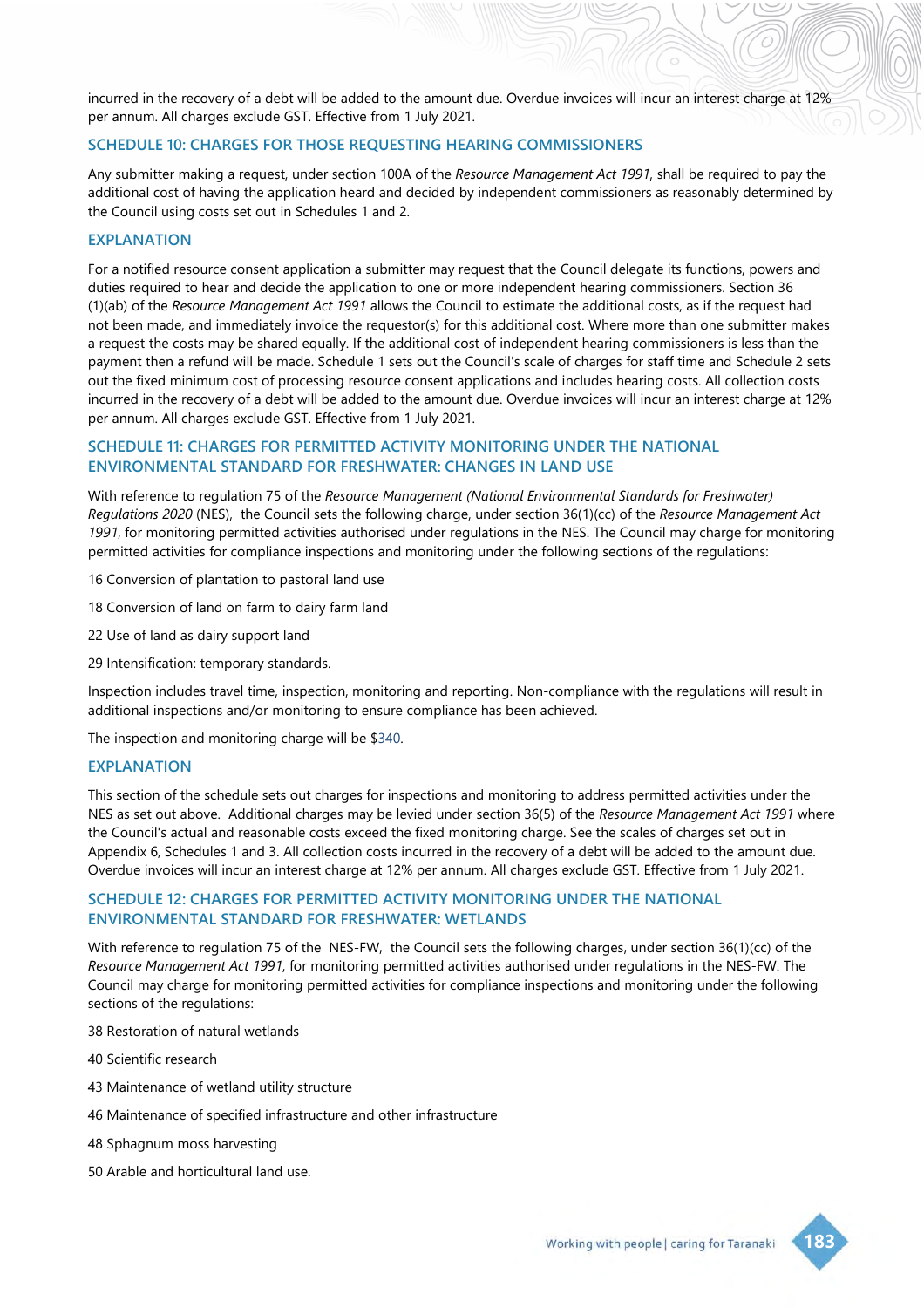incurred in the recovery of a debt will be added to the amount due. Overdue invoices will incur an interest charge at 12% per annum. All charges exclude GST. Effective from 1 July 2021.

## SCHEDULE 10: CHARGES FOR THOSE REQUESTING HEARING COMMISSIONERS

Any submitter making a request, under section 100A of the *Resource Management Act 1991*, shall be required to pay the additional cost of having the application heard and decided by independent commissioners as reasonably determined by the Council using costs set out in Schedules 1 and 2.

## EXPLANATION

For a notified resource consent application a submitter may request that the Council delegate its functions, powers and duties required to hear and decide the application to one or more independent hearing commissioners. Section 36 (1)(ab) of the *Resource Management Act 1991* allows the Council to estimate the additional costs, as if the request had not been made, and immediately invoice the requestor(s) for this additional cost. Where more than one submitter makes a request the costs may be shared equally. If the additional cost of independent hearing commissioners is less than the payment then a refund will be made. Schedule 1 sets out the Council's scale of charges for staff time and Schedule 2 sets out the fixed minimum cost of processing resource consent applications and includes hearing costs. All collection costs incurred in the recovery of a debt will be added to the amount due. Overdue invoices will incur an interest charge at 12% per annum. All charges exclude GST. Effective from 1 July 2021.

## SCHEDULE 11: CHARGES FOR PERMITTED ACTIVITY MONITORING UNDER THE NATIONAL ENVIRONMENTAL STANDARD FOR FRESHWATER: CHANGES IN LAND USE

With reference to regulation 75 of the *Resource Management (National Environmental Standards for Freshwater) Regulations 2020* (NES), the Council sets the following charge, under section 36(1)(cc) of the *Resource Management Act 1991*, for monitoring permitted activities authorised under regulations in the NES. The Council may charge for monitoring permitted activities for compliance inspections and monitoring under the following sections of the regulations:

16 Conversion of plantation to pastoral land use

18 Conversion of land on farm to dairy farm land

22 Use of land as dairy support land

29 Intensification: temporary standards.

Inspection includes travel time, inspection, monitoring and reporting. Non-compliance with the regulations will result in additional inspections and/or monitoring to ensure compliance has been achieved.

The inspection and monitoring charge will be $340.

## EXPLANATION

This section of the schedule sets out charges for inspections and monitoring to address permitted activities under the NES as set out above. Additional charges may be levied under section 36(5) of the *Resource Management Act 1991* where the Council's actual and reasonable costs exceed the fixed monitoring charge. See the scales of charges set out in Appendix 6, Schedules 1 and 3. All collection costs incurred in the recovery of a debt will be added to the amount due. Overdue invoices will incur an interest charge at 12% per annum. All charges exclude GST. Effective from 1 July 2021.

## SCHEDULE 12: CHARGES FOR PERMITTED ACTIVITY MONITORING UNDER THE NATIONAL ENVIRONMENTAL STANDARD FOR FRESHWATER: WETLANDS

With reference to regulation 75 of the NES-FW, the Council sets the following charges, under section 36(1)(cc) of the *Resource Management Act 1991*, for monitoring permitted activities authorised under regulations in the NES-FW. The Council may charge for monitoring permitted activities for compliance inspections and monitoring under the following sections of the regulations:

38 Restoration of natural wetlands

40 Scientific research

43 Maintenance of wetland utility structure

46 Maintenance of specified infrastructure and other infrastructure

48 Sphagnum moss harvesting

50 Arable and horticultural land use.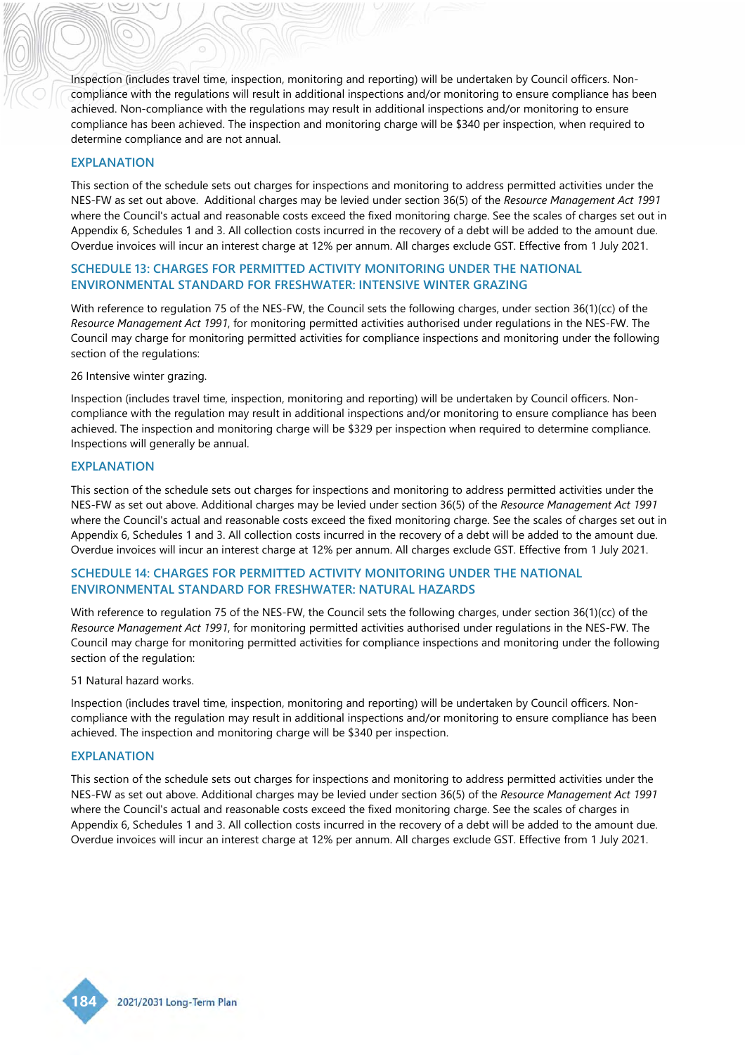Inspection (includes travel time, inspection, monitoring and reporting) will be undertaken by Council officers. Non-compliance with the regulations will result in additional inspections and/or monitoring to ensure compliance has been achieved. Non-compliance with the regulations may result in additional inspections and/or monitoring to ensure compliance has been achieved. The inspection and monitoring charge will be $340 per inspection, when required to determine compliance and are not annual.

### EXPLANATION

This section of the schedule sets out charges for inspections and monitoring to address permitted activities under the NES-FW as set out above.  Additional charges may be levied under section 36(5) of the *Resource Management Act 1991* where the Council's actual and reasonable costs exceed the fixed monitoring charge. See the scales of charges set out in Appendix 6, Schedules 1 and 3. All collection costs incurred in the recovery of a debt will be added to the amount due. Overdue invoices will incur an interest charge at 12% per annum. All charges exclude GST. Effective from 1 July 2021.

## SCHEDULE 13: CHARGES FOR PERMITTED ACTIVITY MONITORING UNDER THE NATIONAL ENVIRONMENTAL STANDARD FOR FRESHWATER: INTENSIVE WINTER GRAZING

With reference to regulation 75 of the NES-FW, the Council sets the following charges, under section 36(1)(cc) of the *Resource Management Act 1991*, for monitoring permitted activities authorised under regulations in the NES-FW. The Council may charge for monitoring permitted activities for compliance inspections and monitoring under the following section of the regulations:

26 Intensive winter grazing.

Inspection (includes travel time, inspection, monitoring and reporting) will be undertaken by Council officers. Non-compliance with the regulation may result in additional inspections and/or monitoring to ensure compliance has been achieved. The inspection and monitoring charge will be $329 per inspection when required to determine compliance. Inspections will generally be annual.

### EXPLANATION

This section of the schedule sets out charges for inspections and monitoring to address permitted activities under the NES-FW as set out above. Additional charges may be levied under section 36(5) of the *Resource Management Act 1991* where the Council's actual and reasonable costs exceed the fixed monitoring charge. See the scales of charges set out in Appendix 6, Schedules 1 and 3. All collection costs incurred in the recovery of a debt will be added to the amount due. Overdue invoices will incur an interest charge at 12% per annum. All charges exclude GST. Effective from 1 July 2021.

## SCHEDULE 14: CHARGES FOR PERMITTED ACTIVITY MONITORING UNDER THE NATIONAL ENVIRONMENTAL STANDARD FOR FRESHWATER: NATURAL HAZARDS

With reference to regulation 75 of the NES-FW, the Council sets the following charges, under section 36(1)(cc) of the *Resource Management Act 1991*, for monitoring permitted activities authorised under regulations in the NES-FW. The Council may charge for monitoring permitted activities for compliance inspections and monitoring under the following section of the regulation:

51 Natural hazard works.

Inspection (includes travel time, inspection, monitoring and reporting) will be undertaken by Council officers. Non-compliance with the regulation may result in additional inspections and/or monitoring to ensure compliance has been achieved. The inspection and monitoring charge will be $340 per inspection.

### EXPLANATION

This section of the schedule sets out charges for inspections and monitoring to address permitted activities under the NES-FW as set out above. Additional charges may be levied under section 36(5) of the *Resource Management Act 1991* where the Council's actual and reasonable costs exceed the fixed monitoring charge. See the scales of charges in Appendix 6, Schedules 1 and 3. All collection costs incurred in the recovery of a debt will be added to the amount due. Overdue invoices will incur an interest charge at 12% per annum. All charges exclude GST. Effective from 1 July 2021.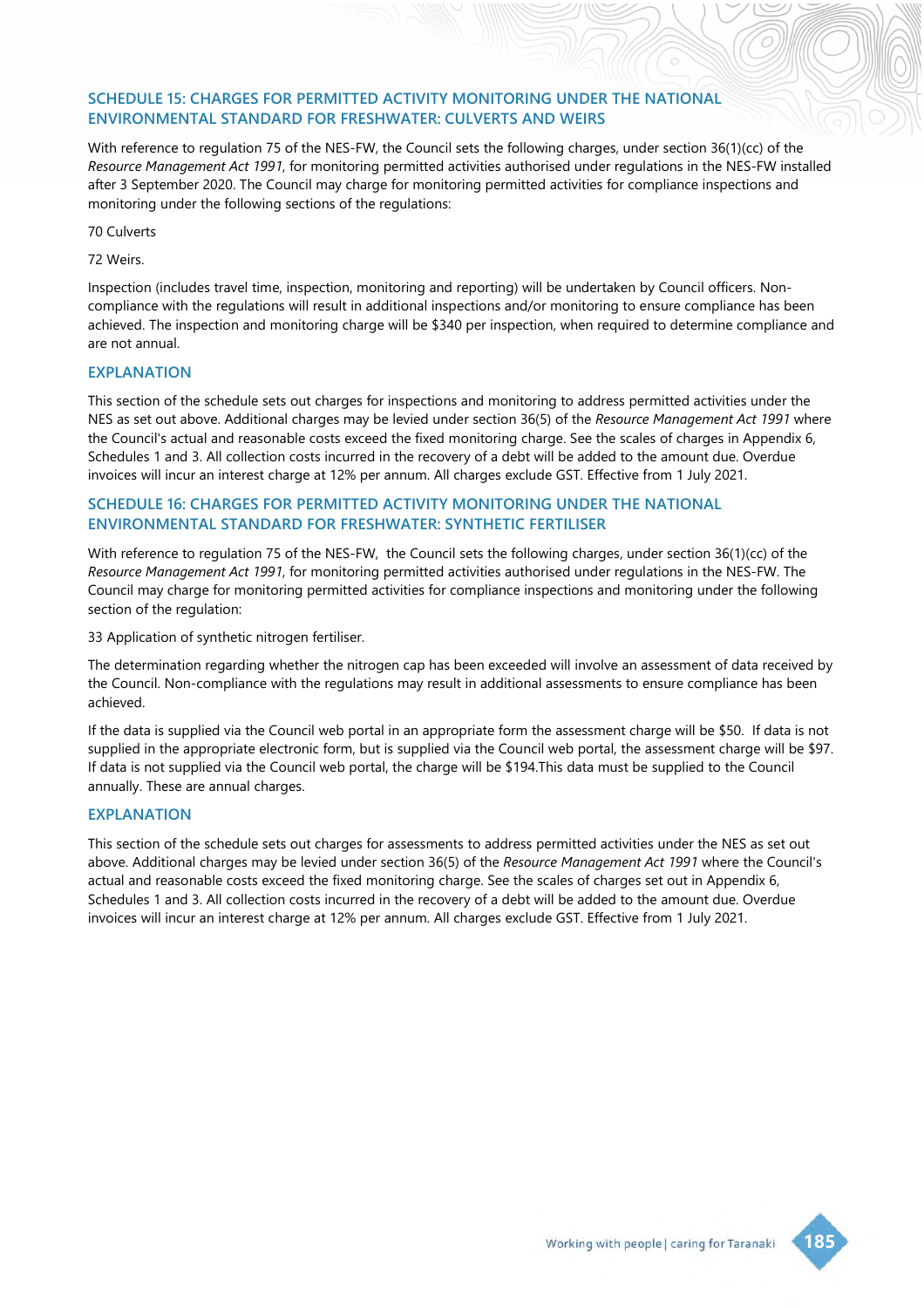## SCHEDULE 15: CHARGES FOR PERMITTED ACTIVITY MONITORING UNDER THE NATIONAL ENVIRONMENTAL STANDARD FOR FRESHWATER: CULVERTS AND WEIRS

With reference to regulation 75 of the NES-FW, the Council sets the following charges, under section 36(1)(cc) of the *Resource Management Act 1991*, for monitoring permitted activities authorised under regulations in the NES-FW installed after 3 September 2020. The Council may charge for monitoring permitted activities for compliance inspections and monitoring under the following sections of the regulations:

70 Culverts

72 Weirs.

Inspection (includes travel time, inspection, monitoring and reporting) will be undertaken by Council officers. Non-compliance with the regulations will result in additional inspections and/or monitoring to ensure compliance has been achieved. The inspection and monitoring charge will be $340 per inspection, when required to determine compliance and are not annual.

### EXPLANATION

This section of the schedule sets out charges for inspections and monitoring to address permitted activities under the NES as set out above. Additional charges may be levied under section 36(5) of the *Resource Management Act 1991* where the Council's actual and reasonable costs exceed the fixed monitoring charge. See the scales of charges in Appendix 6, Schedules 1 and 3. All collection costs incurred in the recovery of a debt will be added to the amount due. Overdue invoices will incur an interest charge at 12% per annum. All charges exclude GST. Effective from 1 July 2021.

## SCHEDULE 16: CHARGES FOR PERMITTED ACTIVITY MONITORING UNDER THE NATIONAL ENVIRONMENTAL STANDARD FOR FRESHWATER: SYNTHETIC FERTILISER

With reference to regulation 75 of the NES-FW, the Council sets the following charges, under section 36(1)(cc) of the *Resource Management Act 1991*, for monitoring permitted activities authorised under regulations in the NES-FW. The Council may charge for monitoring permitted activities for compliance inspections and monitoring under the following section of the regulation:

33 Application of synthetic nitrogen fertiliser.

The determination regarding whether the nitrogen cap has been exceeded will involve an assessment of data received by the Council. Non-compliance with the regulations may result in additional assessments to ensure compliance has been achieved.

If the data is supplied via the Council web portal in an appropriate form the assessment charge will be $50. If data is not supplied in the appropriate electronic form, but is supplied via the Council web portal, the assessment charge will be $97. If data is not supplied via the Council web portal, the charge will be $194.This data must be supplied to the Council annually. These are annual charges.

### EXPLANATION

This section of the schedule sets out charges for assessments to address permitted activities under the NES as set out above. Additional charges may be levied under section 36(5) of the *Resource Management Act 1991* where the Council's actual and reasonable costs exceed the fixed monitoring charge. See the scales of charges set out in Appendix 6, Schedules 1 and 3. All collection costs incurred in the recovery of a debt will be added to the amount due. Overdue invoices will incur an interest charge at 12% per annum. All charges exclude GST. Effective from 1 July 2021.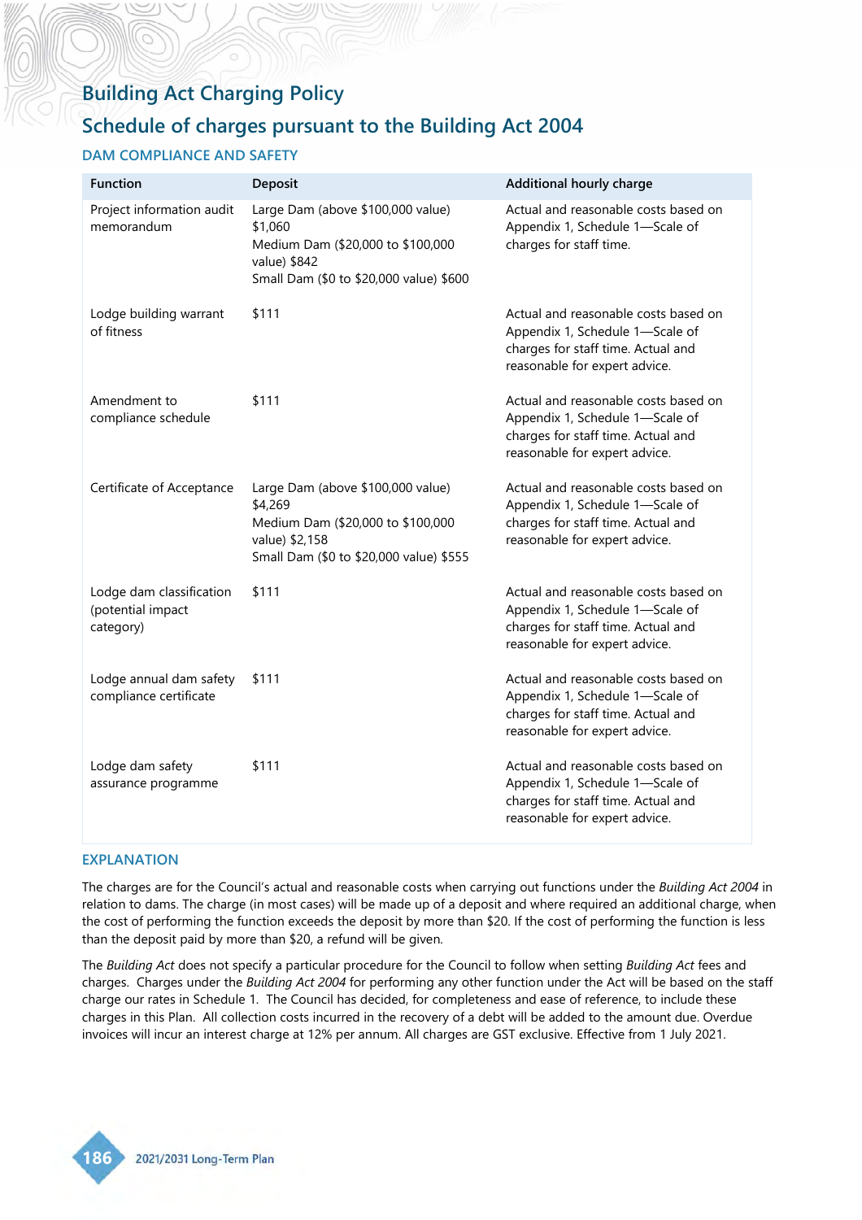# Building Act Charging Policy

## Schedule of charges pursuant to the Building Act 2004

### DAM COMPLIANCE AND SAFETY

| Function | Deposit | Additional hourly charge |
|---|---|---|
| Project information audit memorandum | Large Dam (above $100,000 value) $1,060<br>Medium Dam ($20,000 to $100,000 value) $842<br>Small Dam ($0 to $20,000 value) $600 | Actual and reasonable costs based on Appendix 1, Schedule 1—Scale of charges for staff time. |
| Lodge building warrant of fitness | $111 | Actual and reasonable costs based on Appendix 1, Schedule 1—Scale of charges for staff time. Actual and reasonable for expert advice. |
| Amendment to compliance schedule | $111 | Actual and reasonable costs based on Appendix 1, Schedule 1—Scale of charges for staff time. Actual and reasonable for expert advice. |
| Certificate of Acceptance | Large Dam (above $100,000 value) $4,269<br>Medium Dam ($20,000 to $100,000 value) $2,158<br>Small Dam ($0 to $20,000 value) $555 | Actual and reasonable costs based on Appendix 1, Schedule 1—Scale of charges for staff time. Actual and reasonable for expert advice. |
| Lodge dam classification (potential impact category) | $111 | Actual and reasonable costs based on Appendix 1, Schedule 1—Scale of charges for staff time. Actual and reasonable for expert advice. |
| Lodge annual dam safety compliance certificate | $111 | Actual and reasonable costs based on Appendix 1, Schedule 1—Scale of charges for staff time. Actual and reasonable for expert advice. |
| Lodge dam safety assurance programme | $111 | Actual and reasonable costs based on Appendix 1, Schedule 1—Scale of charges for staff time. Actual and reasonable for expert advice. |

### EXPLANATION

The charges are for the Council's actual and reasonable costs when carrying out functions under the *Building Act 2004* in relation to dams. The charge (in most cases) will be made up of a deposit and where required an additional charge, when the cost of performing the function exceeds the deposit by more than $20. If the cost of performing the function is less than the deposit paid by more than $20, a refund will be given.

The *Building Act* does not specify a particular procedure for the Council to follow when setting *Building Act* fees and charges. Charges under the *Building Act 2004* for performing any other function under the Act will be based on the staff charge our rates in Schedule 1. The Council has decided, for completeness and ease of reference, to include these charges in this Plan. All collection costs incurred in the recovery of a debt will be added to the amount due. Overdue invoices will incur an interest charge at 12% per annum. All charges are GST exclusive. Effective from 1 July 2021.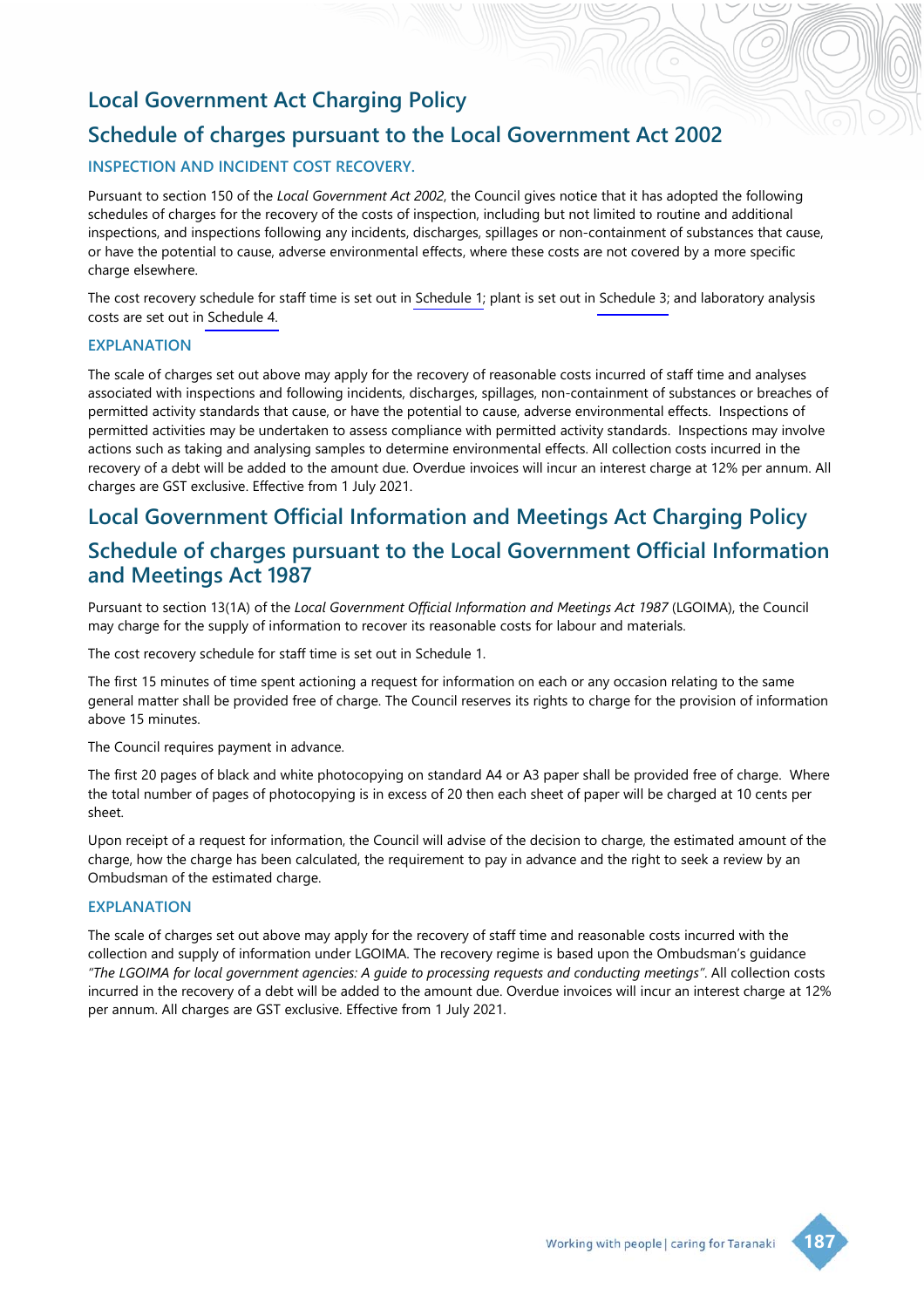# Local Government Act Charging Policy

## Schedule of charges pursuant to the Local Government Act 2002

### INSPECTION AND INCIDENT COST RECOVERY.

Pursuant to section 150 of the *Local Government Act 2002*, the Council gives notice that it has adopted the following schedules of charges for the recovery of the costs of inspection, including but not limited to routine and additional inspections, and inspections following any incidents, discharges, spillages or non-containment of substances that cause, or have the potential to cause, adverse environmental effects, where these costs are not covered by a more specific charge elsewhere.

The cost recovery schedule for staff time is set out in Schedule 1; plant is set out in Schedule 3; and laboratory analysis costs are set out in Schedule 4.

### EXPLANATION

The scale of charges set out above may apply for the recovery of reasonable costs incurred of staff time and analyses associated with inspections and following incidents, discharges, spillages, non-containment of substances or breaches of permitted activity standards that cause, or have the potential to cause, adverse environmental effects. Inspections of permitted activities may be undertaken to assess compliance with permitted activity standards. Inspections may involve actions such as taking and analysing samples to determine environmental effects. All collection costs incurred in the recovery of a debt will be added to the amount due. Overdue invoices will incur an interest charge at 12% per annum. All charges are GST exclusive. Effective from 1 July 2021.

# Local Government Official Information and Meetings Act Charging Policy

## Schedule of charges pursuant to the Local Government Official Information and Meetings Act 1987

Pursuant to section 13(1A) of the *Local Government Official Information and Meetings Act 1987* (LGOIMA), the Council may charge for the supply of information to recover its reasonable costs for labour and materials.

The cost recovery schedule for staff time is set out in Schedule 1.

The first 15 minutes of time spent actioning a request for information on each or any occasion relating to the same general matter shall be provided free of charge. The Council reserves its rights to charge for the provision of information above 15 minutes.

The Council requires payment in advance.

The first 20 pages of black and white photocopying on standard A4 or A3 paper shall be provided free of charge. Where the total number of pages of photocopying is in excess of 20 then each sheet of paper will be charged at 10 cents per sheet.

Upon receipt of a request for information, the Council will advise of the decision to charge, the estimated amount of the charge, how the charge has been calculated, the requirement to pay in advance and the right to seek a review by an Ombudsman of the estimated charge.

### EXPLANATION

The scale of charges set out above may apply for the recovery of staff time and reasonable costs incurred with the collection and supply of information under LGOIMA. The recovery regime is based upon the Ombudsman's guidance *"The LGOIMA for local government agencies: A guide to processing requests and conducting meetings"*. All collection costs incurred in the recovery of a debt will be added to the amount due. Overdue invoices will incur an interest charge at 12% per annum. All charges are GST exclusive. Effective from 1 July 2021.